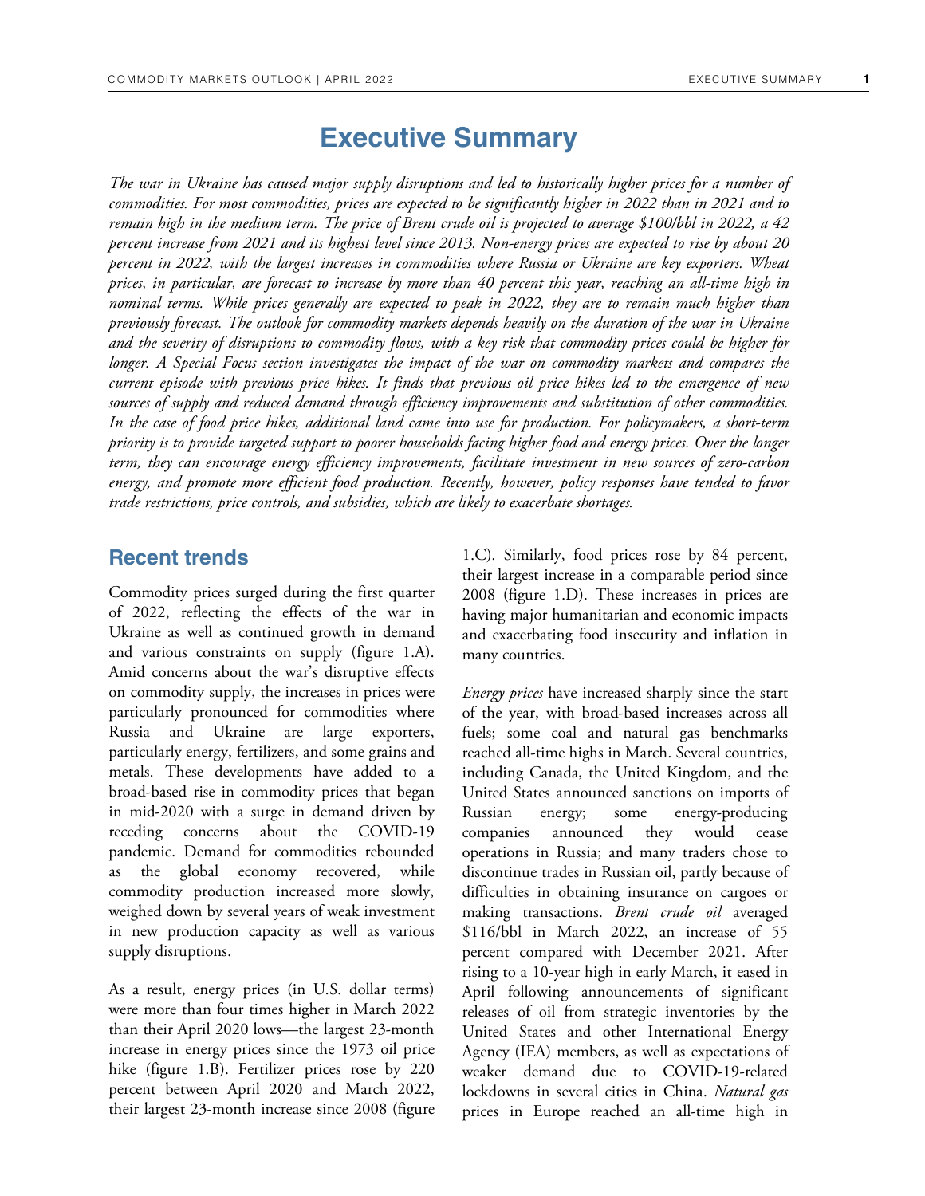# Executive Summary

*The war in Ukraine has caused major supply disruptions and led to historically higher prices for a number of commodities. For most commodities, prices are expected to be significantly higher in 2022 than in 2021 and to remain high in the medium term. The price of Brent crude oil is projected to average $100/bbl in 2022, a 42 percent increase from 2021 and its highest level since 2013. Non-energy prices are expected to rise by about 20 percent in 2022, with the largest increases in commodities where Russia or Ukraine are key exporters. Wheat prices, in particular, are forecast to increase by more than 40 percent this year, reaching an all-time high in nominal terms. While prices generally are expected to peak in 2022, they are to remain much higher than previously forecast. The outlook for commodity markets depends heavily on the duration of the war in Ukraine and the severity of disruptions to commodity flows, with a key risk that commodity prices could be higher for longer. A Special Focus section investigates the impact of the war on commodity markets and compares the current episode with previous price hikes. It finds that previous oil price hikes led to the emergence of new sources of supply and reduced demand through efficiency improvements and substitution of other commodities. In the case of food price hikes, additional land came into use for production. For policymakers, a short-term priority is to provide targeted support to poorer households facing higher food and energy prices. Over the longer term, they can encourage energy efficiency improvements, facilitate investment in new sources of zero-carbon energy, and promote more efficient food production. Recently, however, policy responses have tended to favor trade restrictions, price controls, and subsidies, which are likely to exacerbate shortages.*

## Recent trends

Commodity prices surged during the first quarter of 2022, reflecting the effects of the war in Ukraine as well as continued growth in demand and various constraints on supply (figure 1.A). Amid concerns about the war's disruptive effects on commodity supply, the increases in prices were particularly pronounced for commodities where Russia and Ukraine are large exporters, particularly energy, fertilizers, and some grains and metals. These developments have added to a broad-based rise in commodity prices that began in mid-2020 with a surge in demand driven by receding concerns about the COVID-19 pandemic. Demand for commodities rebounded as the global economy recovered, while commodity production increased more slowly, weighed down by several years of weak investment in new production capacity as well as various supply disruptions.

As a result, energy prices (in U.S. dollar terms) were more than four times higher in March 2022 than their April 2020 lows—the largest 23-month increase in energy prices since the 1973 oil price hike (figure 1.B). Fertilizer prices rose by 220 percent between April 2020 and March 2022, their largest 23-month increase since 2008 (figure 1.C). Similarly, food prices rose by 84 percent, their largest increase in a comparable period since 2008 (figure 1.D). These increases in prices are having major humanitarian and economic impacts and exacerbating food insecurity and inflation in many countries.

*Energy prices* have increased sharply since the start of the year, with broad-based increases across all fuels; some coal and natural gas benchmarks reached all-time highs in March. Several countries, including Canada, the United Kingdom, and the United States announced sanctions on imports of Russian energy; some energy-producing companies announced they would cease operations in Russia; and many traders chose to discontinue trades in Russian oil, partly because of difficulties in obtaining insurance on cargoes or making transactions. *Brent crude oil* averaged $116/bbl in March 2022, an increase of 55 percent compared with December 2021. After rising to a 10-year high in early March, it eased in April following announcements of significant releases of oil from strategic inventories by the United States and other International Energy Agency (IEA) members, as well as expectations of weaker demand due to COVID-19-related lockdowns in several cities in China. *Natural gas* prices in Europe reached an all-time high in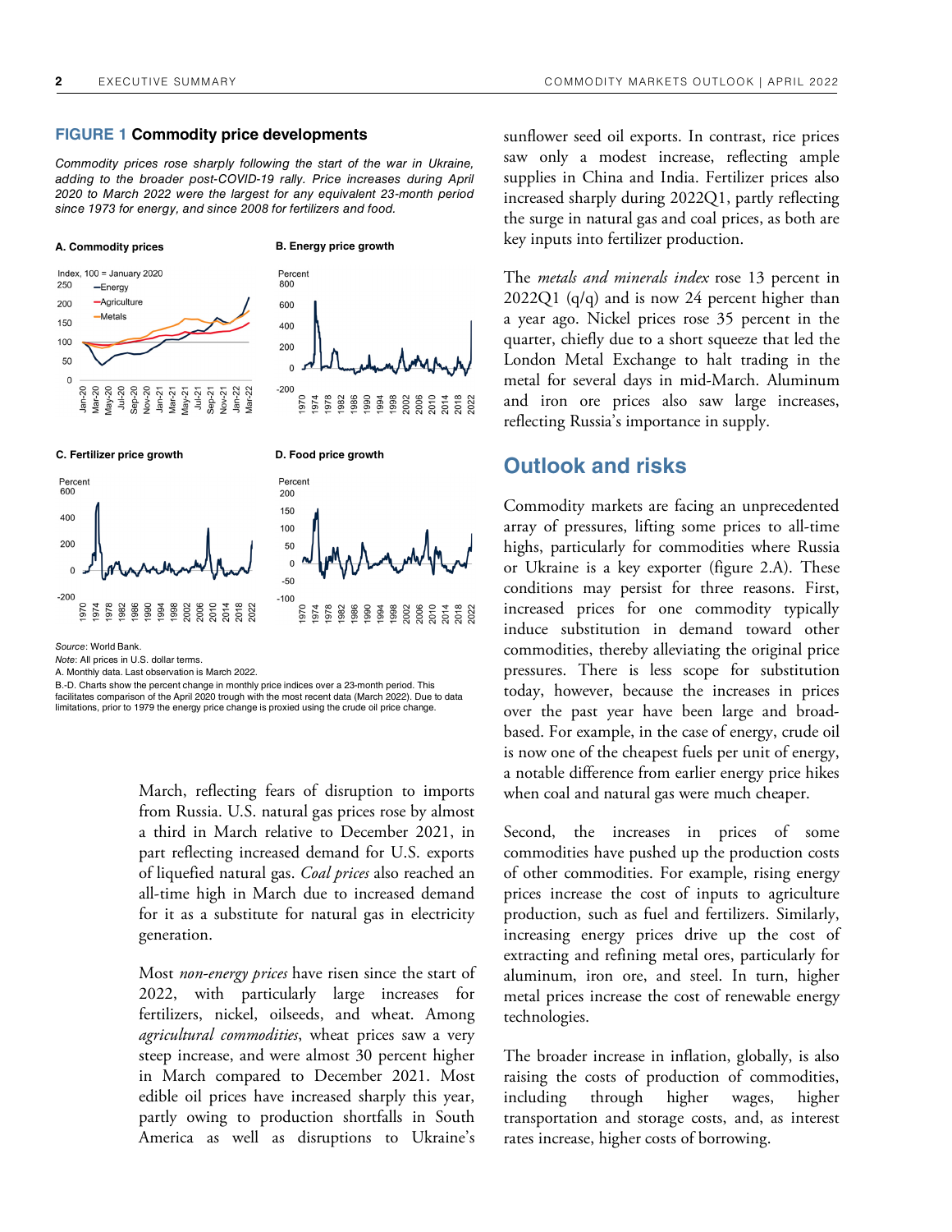**FIGURE 1 Commodity price developments**

*Commodity prices rose sharply following the start of the war in Ukraine, adding to the broader post-COVID-19 rally. Price increases during April 2020 to March 2022 were the largest for any equivalent 23-month period since 1973 for energy, and since 2008 for fertilizers and food.*

A. Commodity prices

B. Energy price growth

C. Fertilizer price growth

D. Food price growth

*Source*: World Bank.

*Note*: All prices in U.S. dollar terms.

A. Monthly data. Last observation is March 2022.

B.-D. Charts show the percent change in monthly price indices over a 23-month period. This facilitates comparison of the April 2020 trough with the most recent data (March 2022). Due to data limitations, prior to 1979 the energy price change is proxied using the crude oil price change.

March, reflecting fears of disruption to imports from Russia. U.S. natural gas prices rose by almost a third in March relative to December 2021, in part reflecting increased demand for U.S. exports of liquefied natural gas. *Coal prices* also reached an all-time high in March due to increased demand for it as a substitute for natural gas in electricity generation.

Most *non-energy prices* have risen since the start of 2022, with particularly large increases for fertilizers, nickel, oilseeds, and wheat. Among *agricultural commodities*, wheat prices saw a very steep increase, and were almost 30 percent higher in March compared to December 2021. Most edible oil prices have increased sharply this year, partly owing to production shortfalls in South America as well as disruptions to Ukraine's sunflower seed oil exports. In contrast, rice prices saw only a modest increase, reflecting ample supplies in China and India. Fertilizer prices also increased sharply during 2022Q1, partly reflecting the surge in natural gas and coal prices, as both are key inputs into fertilizer production.

The *metals and minerals index* rose 13 percent in 2022Q1 (q/q) and is now 24 percent higher than a year ago. Nickel prices rose 35 percent in the quarter, chiefly due to a short squeeze that led the London Metal Exchange to halt trading in the metal for several days in mid-March. Aluminum and iron ore prices also saw large increases, reflecting Russia's importance in supply.

## Outlook and risks

Commodity markets are facing an unprecedented array of pressures, lifting some prices to all-time highs, particularly for commodities where Russia or Ukraine is a key exporter (figure 2.A). These conditions may persist for three reasons. First, increased prices for one commodity typically induce substitution in demand toward other commodities, thereby alleviating the original price pressures. There is less scope for substitution today, however, because the increases in prices over the past year have been large and broad-based. For example, in the case of energy, crude oil is now one of the cheapest fuels per unit of energy, a notable difference from earlier energy price hikes when coal and natural gas were much cheaper.

Second, the increases in prices of some commodities have pushed up the production costs of other commodities. For example, rising energy prices increase the cost of inputs to agriculture production, such as fuel and fertilizers. Similarly, increasing energy prices drive up the cost of extracting and refining metal ores, particularly for aluminum, iron ore, and steel. In turn, higher metal prices increase the cost of renewable energy technologies.

The broader increase in inflation, globally, is also raising the costs of production of commodities, including through higher wages, higher transportation and storage costs, and, as interest rates increase, higher costs of borrowing.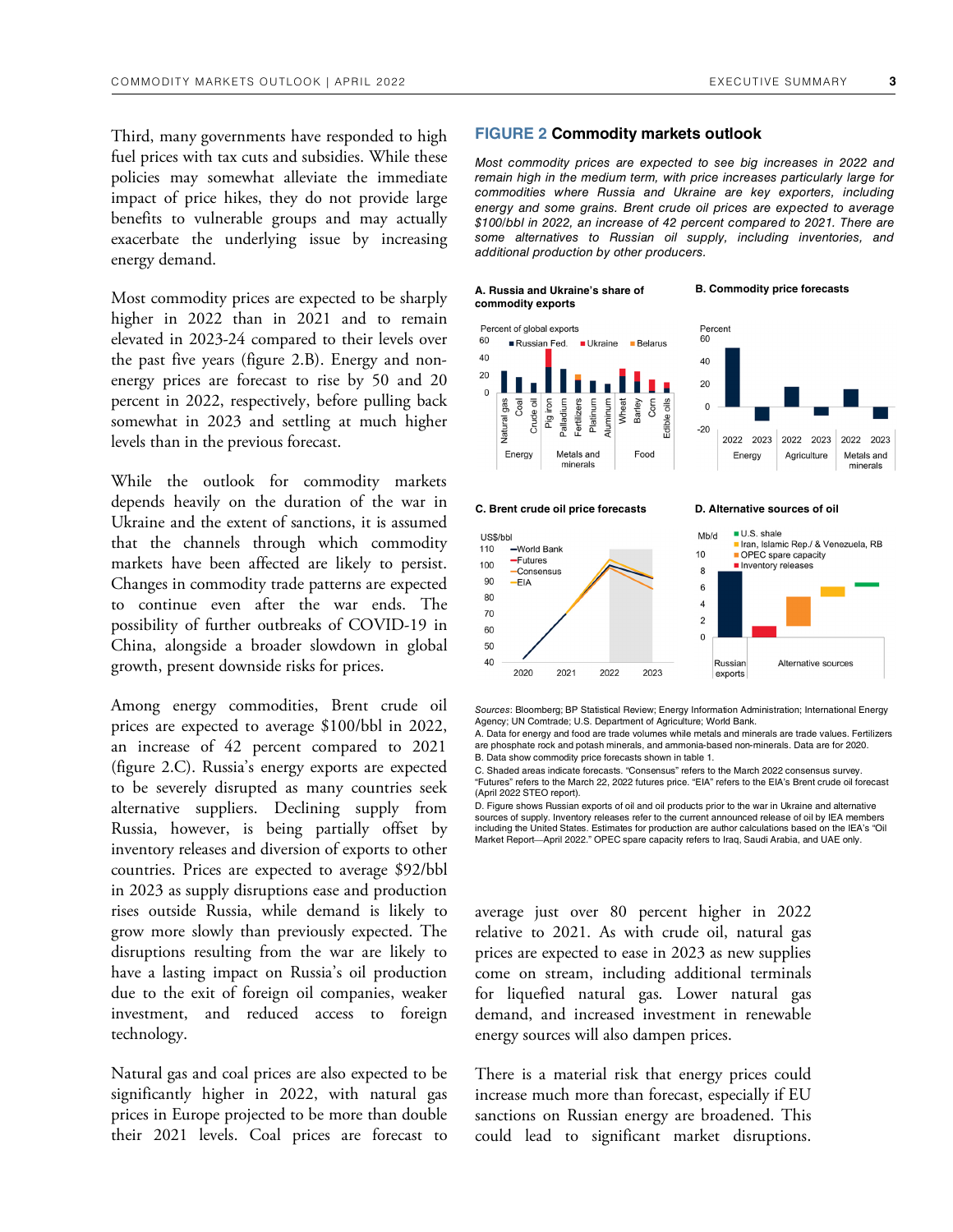Third, many governments have responded to high fuel prices with tax cuts and subsidies. While these policies may somewhat alleviate the immediate impact of price hikes, they do not provide large benefits to vulnerable groups and may actually exacerbate the underlying issue by increasing energy demand.

Most commodity prices are expected to be sharply higher in 2022 than in 2021 and to remain elevated in 2023-24 compared to their levels over the past five years (figure 2.B). Energy and non-energy prices are forecast to rise by 50 and 20 percent in 2022, respectively, before pulling back somewhat in 2023 and settling at much higher levels than in the previous forecast.

While the outlook for commodity markets depends heavily on the duration of the war in Ukraine and the extent of sanctions, it is assumed that the channels through which commodity markets have been affected are likely to persist. Changes in commodity trade patterns are expected to continue even after the war ends. The possibility of further outbreaks of COVID-19 in China, alongside a broader slowdown in global growth, present downside risks for prices.

Among energy commodities, Brent crude oil prices are expected to average $100/bbl in 2022, an increase of 42 percent compared to 2021 (figure 2.C). Russia's energy exports are expected to be severely disrupted as many countries seek alternative suppliers. Declining supply from Russia, however, is being partially offset by inventory releases and diversion of exports to other countries. Prices are expected to average $92/bbl in 2023 as supply disruptions ease and production rises outside Russia, while demand is likely to grow more slowly than previously expected. The disruptions resulting from the war are likely to have a lasting impact on Russia's oil production due to the exit of foreign oil companies, weaker investment, and reduced access to foreign technology.

Natural gas and coal prices are also expected to be significantly higher in 2022, with natural gas prices in Europe projected to be more than double their 2021 levels. Coal prices are forecast to average just over 80 percent higher in 2022 relative to 2021. As with crude oil, natural gas prices are expected to ease in 2023 as new supplies come on stream, including additional terminals for liquefied natural gas. Lower natural gas demand, and increased investment in renewable energy sources will also dampen prices.

There is a material risk that energy prices could increase much more than forecast, especially if EU sanctions on Russian energy are broadened. This could lead to significant market disruptions.

## FIGURE 2 Commodity markets outlook

*Most commodity prices are expected to see big increases in 2022 and remain high in the medium term, with price increases particularly large for commodities where Russia and Ukraine are key exporters, including energy and some grains. Brent crude oil prices are expected to average $100/bbl in 2022, an increase of 42 percent compared to 2021. There are some alternatives to Russian oil supply, including inventories, and additional production by other producers.*

**A. Russia and Ukraine's share of commodity exports**

**B. Commodity price forecasts**

**C. Brent crude oil price forecasts**

**D. Alternative sources of oil**

*Sources*: Bloomberg; BP Statistical Review; Energy Information Administration; International Energy Agency; UN Comtrade; U.S. Department of Agriculture; World Bank.

A. Data for energy and food are trade volumes while metals and minerals are trade values. Fertilizers are phosphate rock and potash minerals, and ammonia-based non-minerals. Data are for 2020.

B. Data show commodity price forecasts shown in table 1.

C. Shaded areas indicate forecasts. "Consensus" refers to the March 2022 consensus survey. "Futures" refers to the March 22, 2022 futures price. "EIA" refers to the EIA's Brent crude oil forecast (April 2022 STEO report).

D. Figure shows Russian exports of oil and oil products prior to the war in Ukraine and alternative sources of supply. Inventory releases refer to the current announced release of oil by IEA members including the United States. Estimates for production are author calculations based on the IEA's "Oil Market Report—April 2022." OPEC spare capacity refers to Iraq, Saudi Arabia, and UAE only.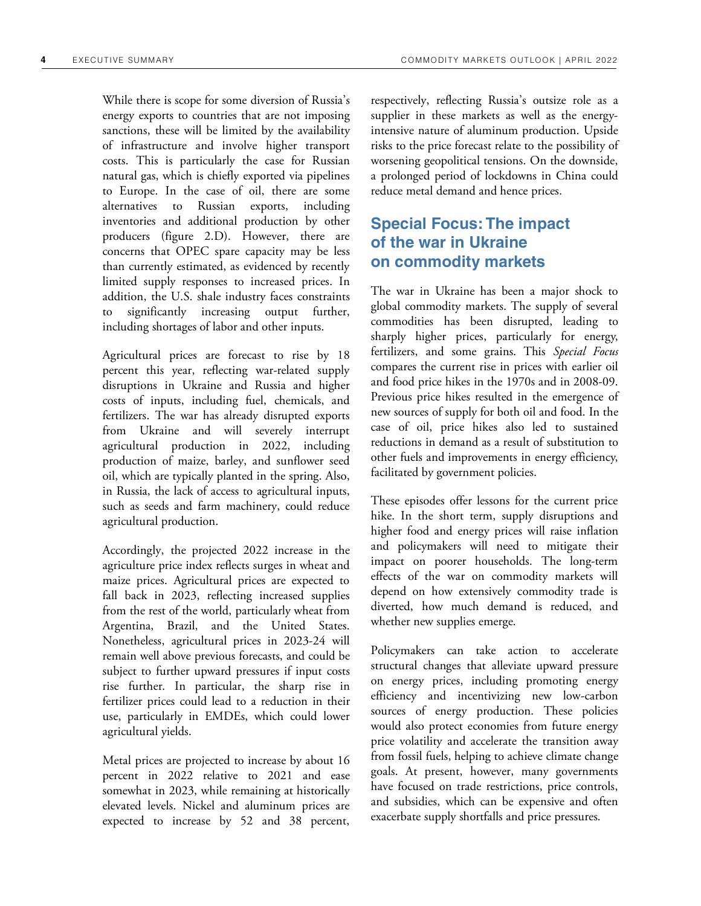While there is scope for some diversion of Russia's energy exports to countries that are not imposing sanctions, these will be limited by the availability of infrastructure and involve higher transport costs. This is particularly the case for Russian natural gas, which is chiefly exported via pipelines to Europe. In the case of oil, there are some alternatives to Russian exports, including inventories and additional production by other producers (figure 2.D). However, there are concerns that OPEC spare capacity may be less than currently estimated, as evidenced by recently limited supply responses to increased prices. In addition, the U.S. shale industry faces constraints to significantly increasing output further, including shortages of labor and other inputs.

Agricultural prices are forecast to rise by 18 percent this year, reflecting war-related supply disruptions in Ukraine and Russia and higher costs of inputs, including fuel, chemicals, and fertilizers. The war has already disrupted exports from Ukraine and will severely interrupt agricultural production in 2022, including production of maize, barley, and sunflower seed oil, which are typically planted in the spring. Also, in Russia, the lack of access to agricultural inputs, such as seeds and farm machinery, could reduce agricultural production.

Accordingly, the projected 2022 increase in the agriculture price index reflects surges in wheat and maize prices. Agricultural prices are expected to fall back in 2023, reflecting increased supplies from the rest of the world, particularly wheat from Argentina, Brazil, and the United States. Nonetheless, agricultural prices in 2023-24 will remain well above previous forecasts, and could be subject to further upward pressures if input costs rise further. In particular, the sharp rise in fertilizer prices could lead to a reduction in their use, particularly in EMDEs, which could lower agricultural yields.

Metal prices are projected to increase by about 16 percent in 2022 relative to 2021 and ease somewhat in 2023, while remaining at historically elevated levels. Nickel and aluminum prices are expected to increase by 52 and 38 percent, respectively, reflecting Russia's outsize role as a supplier in these markets as well as the energy-intensive nature of aluminum production. Upside risks to the price forecast relate to the possibility of worsening geopolitical tensions. On the downside, a prolonged period of lockdowns in China could reduce metal demand and hence prices.

## Special Focus: The impact of the war in Ukraine on commodity markets

The war in Ukraine has been a major shock to global commodity markets. The supply of several commodities has been disrupted, leading to sharply higher prices, particularly for energy, fertilizers, and some grains. This *Special Focus* compares the current rise in prices with earlier oil and food price hikes in the 1970s and in 2008-09. Previous price hikes resulted in the emergence of new sources of supply for both oil and food. In the case of oil, price hikes also led to sustained reductions in demand as a result of substitution to other fuels and improvements in energy efficiency, facilitated by government policies.

These episodes offer lessons for the current price hike. In the short term, supply disruptions and higher food and energy prices will raise inflation and policymakers will need to mitigate their impact on poorer households. The long-term effects of the war on commodity markets will depend on how extensively commodity trade is diverted, how much demand is reduced, and whether new supplies emerge.

Policymakers can take action to accelerate structural changes that alleviate upward pressure on energy prices, including promoting energy efficiency and incentivizing new low-carbon sources of energy production. These policies would also protect economies from future energy price volatility and accelerate the transition away from fossil fuels, helping to achieve climate change goals. At present, however, many governments have focused on trade restrictions, price controls, and subsidies, which can be expensive and often exacerbate supply shortfalls and price pressures.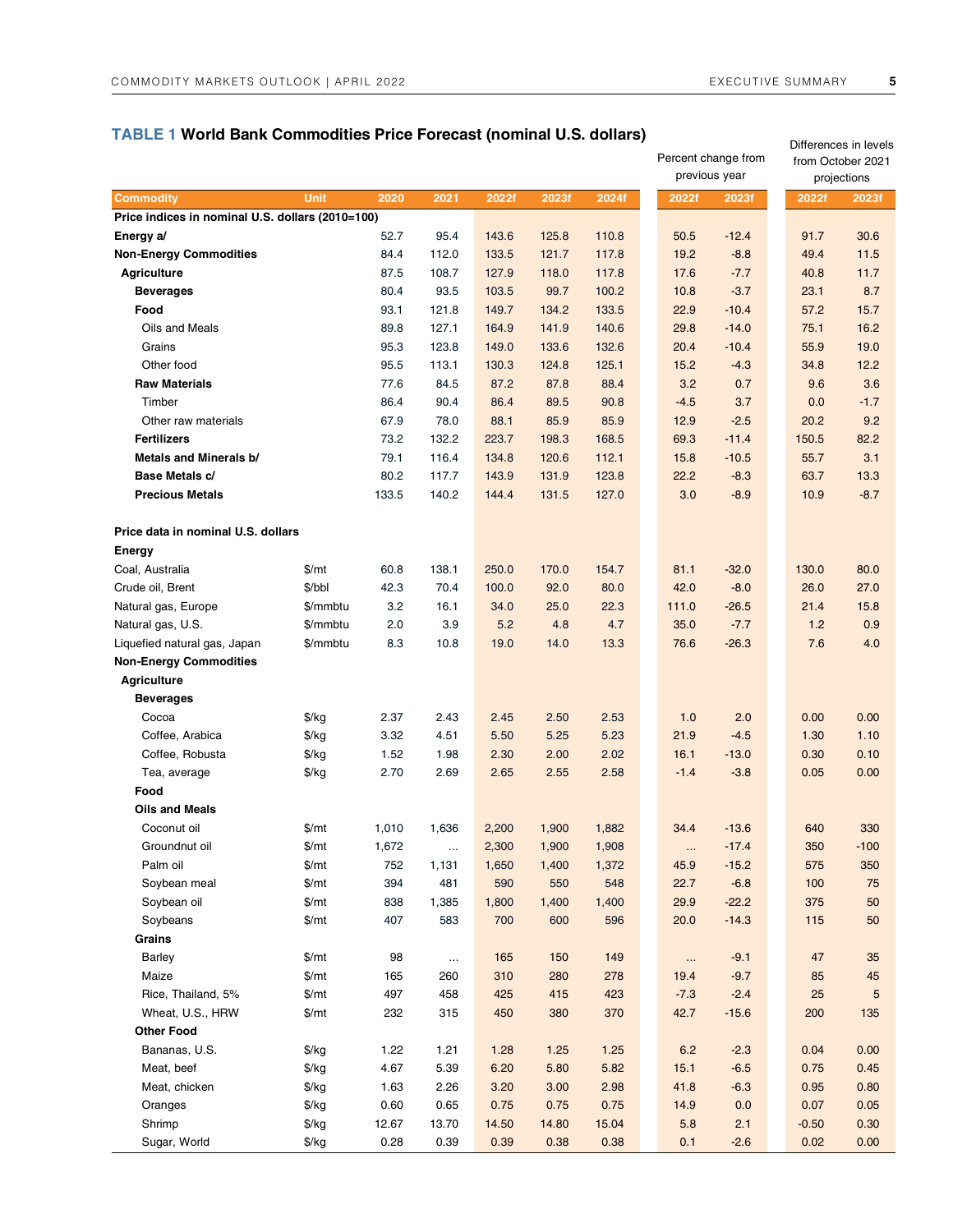**TABLE 1 World Bank Commodities Price Forecast (nominal U.S. dollars)**

| Commodity | Unit | 2020 | 2021 | 2022f | 2023f | 2024f | Percent change from previous year 2022f | 2023f | Differences in levels from October 2021 projections 2022f | 2023f |
|---|---|---|---|---|---|---|---|---|---|---|
| **Price indices in nominal U.S. dollars (2010=100)** | | | | | | | | | | |
| **Energy a/** | | 52.7 | 95.4 | 143.6 | 125.8 | 110.8 | 50.5 | -12.4 | 91.7 | 30.6 |
| **Non-Energy Commodities** | | 84.4 | 112.0 | 133.5 | 121.7 | 117.8 | 19.2 | -8.8 | 49.4 | 11.5 |
| **Agriculture** | | 87.5 | 108.7 | 127.9 | 118.0 | 117.8 | 17.6 | -7.7 | 40.8 | 11.7 |
| **Beverages** | | 80.4 | 93.5 | 103.5 | 99.7 | 100.2 | 10.8 | -3.7 | 23.1 | 8.7 |
| **Food** | | 93.1 | 121.8 | 149.7 | 134.2 | 133.5 | 22.9 | -10.4 | 57.2 | 15.7 |
| Oils and Meals | | 89.8 | 127.1 | 164.9 | 141.9 | 140.6 | 29.8 | -14.0 | 75.1 | 16.2 |
| Grains | | 95.3 | 123.8 | 149.0 | 133.6 | 132.6 | 20.4 | -10.4 | 55.9 | 19.0 |
| Other food | | 95.5 | 113.1 | 130.3 | 124.8 | 125.1 | 15.2 | -4.3 | 34.8 | 12.2 |
| **Raw Materials** | | 77.6 | 84.5 | 87.2 | 87.8 | 88.4 | 3.2 | 0.7 | 9.6 | 3.6 |
| Timber | | 86.4 | 90.4 | 86.4 | 89.5 | 90.8 | -4.5 | 3.7 | 0.0 | -1.7 |
| Other raw materials | | 67.9 | 78.0 | 88.1 | 85.9 | 85.9 | 12.9 | -2.5 | 20.2 | 9.2 |
| **Fertilizers** | | 73.2 | 132.2 | 223.7 | 198.3 | 168.5 | 69.3 | -11.4 | 150.5 | 82.2 |
| **Metals and Minerals b/** | | 79.1 | 116.4 | 134.8 | 120.6 | 112.1 | 15.8 | -10.5 | 55.7 | 3.1 |
| **Base Metals c/** | | 80.2 | 117.7 | 143.9 | 131.9 | 123.8 | 22.2 | -8.3 | 63.7 | 13.3 |
| **Precious Metals** | | 133.5 | 140.2 | 144.4 | 131.5 | 127.0 | 3.0 | -8.9 | 10.9 | -8.7 |
| | | | | | | | | | | |
| **Price data in nominal U.S. dollars** | | | | | | | | | | |
| **Energy** | | | | | | | | | | |
| Coal, Australia | $/mt | 60.8 | 138.1 | 250.0 | 170.0 | 154.7 | 81.1 | -32.0 | 130.0 | 80.0 |
| Crude oil, Brent | $/bbl | 42.3 | 70.4 | 100.0 | 92.0 | 80.0 | 42.0 | -8.0 | 26.0 | 27.0 |
| Natural gas, Europe | $/mmbtu | 3.2 | 16.1 | 34.0 | 25.0 | 22.3 | 111.0 | -26.5 | 21.4 | 15.8 |
| Natural gas, U.S. | $/mmbtu | 2.0 | 3.9 | 5.2 | 4.8 | 4.7 | 35.0 | -7.7 | 1.2 | 0.9 |
| Liquefied natural gas, Japan | $/mmbtu | 8.3 | 10.8 | 19.0 | 14.0 | 13.3 | 76.6 | -26.3 | 7.6 | 4.0 |
| **Non-Energy Commodities** | | | | | | | | | | |
| **Agriculture** | | | | | | | | | | |
| **Beverages** | | | | | | | | | | |
| Cocoa | $/kg | 2.37 | 2.43 | 2.45 | 2.50 | 2.53 | 1.0 | 2.0 | 0.00 | 0.00 |
| Coffee, Arabica | $/kg | 3.32 | 4.51 | 5.50 | 5.25 | 5.23 | 21.9 | -4.5 | 1.30 | 1.10 |
| Coffee, Robusta | $/kg | 1.52 | 1.98 | 2.30 | 2.00 | 2.02 | 16.1 | -13.0 | 0.30 | 0.10 |
| Tea, average | $/kg | 2.70 | 2.69 | 2.65 | 2.55 | 2.58 | -1.4 | -3.8 | 0.05 | 0.00 |
| **Food** | | | | | | | | | | |
| **Oils and Meals** | | | | | | | | | | |
| Coconut oil | $/mt | 1,010 | 1,636 | 2,200 | 1,900 | 1,882 | 34.4 | -13.6 | 640 | 330 |
| Groundnut oil | $/mt | 1,672 | ... | 2,300 | 1,900 | 1,908 | ... | -17.4 | 350 | -100 |
| Palm oil | $/mt | 752 | 1,131 | 1,650 | 1,400 | 1,372 | 45.9 | -15.2 | 575 | 350 |
| Soybean meal | $/mt | 394 | 481 | 590 | 550 | 548 | 22.7 | -6.8 | 100 | 75 |
| Soybean oil | $/mt | 838 | 1,385 | 1,800 | 1,400 | 1,400 | 29.9 | -22.2 | 375 | 50 |
| Soybeans | $/mt | 407 | 583 | 700 | 600 | 596 | 20.0 | -14.3 | 115 | 50 |
| **Grains** | | | | | | | | | | |
| Barley | $/mt | 98 | ... | 165 | 150 | 149 | ... | -9.1 | 47 | 35 |
| Maize | $/mt | 165 | 260 | 310 | 280 | 278 | 19.4 | -9.7 | 85 | 45 |
| Rice, Thailand, 5% | $/mt | 497 | 458 | 425 | 415 | 423 | -7.3 | -2.4 | 25 | 5 |
| Wheat, U.S., HRW | $/mt | 232 | 315 | 450 | 380 | 370 | 42.7 | -15.6 | 200 | 135 |
| **Other Food** | | | | | | | | | | |
| Bananas, U.S. | $/kg | 1.22 | 1.21 | 1.28 | 1.25 | 1.25 | 6.2 | -2.3 | 0.04 | 0.00 |
| Meat, beef | $/kg | 4.67 | 5.39 | 6.20 | 5.80 | 5.82 | 15.1 | -6.5 | 0.75 | 0.45 |
| Meat, chicken | $/kg | 1.63 | 2.26 | 3.20 | 3.00 | 2.98 | 41.8 | -6.3 | 0.95 | 0.80 |
| Oranges | $/kg | 0.60 | 0.65 | 0.75 | 0.75 | 0.75 | 14.9 | 0.0 | 0.07 | 0.05 |
| Shrimp | $/kg | 12.67 | 13.70 | 14.50 | 14.80 | 15.04 | 5.8 | 2.1 | -0.50 | 0.30 |
| Sugar, World | $/kg | 0.28 | 0.39 | 0.39 | 0.38 | 0.38 | 0.1 | -2.6 | 0.02 | 0.00 |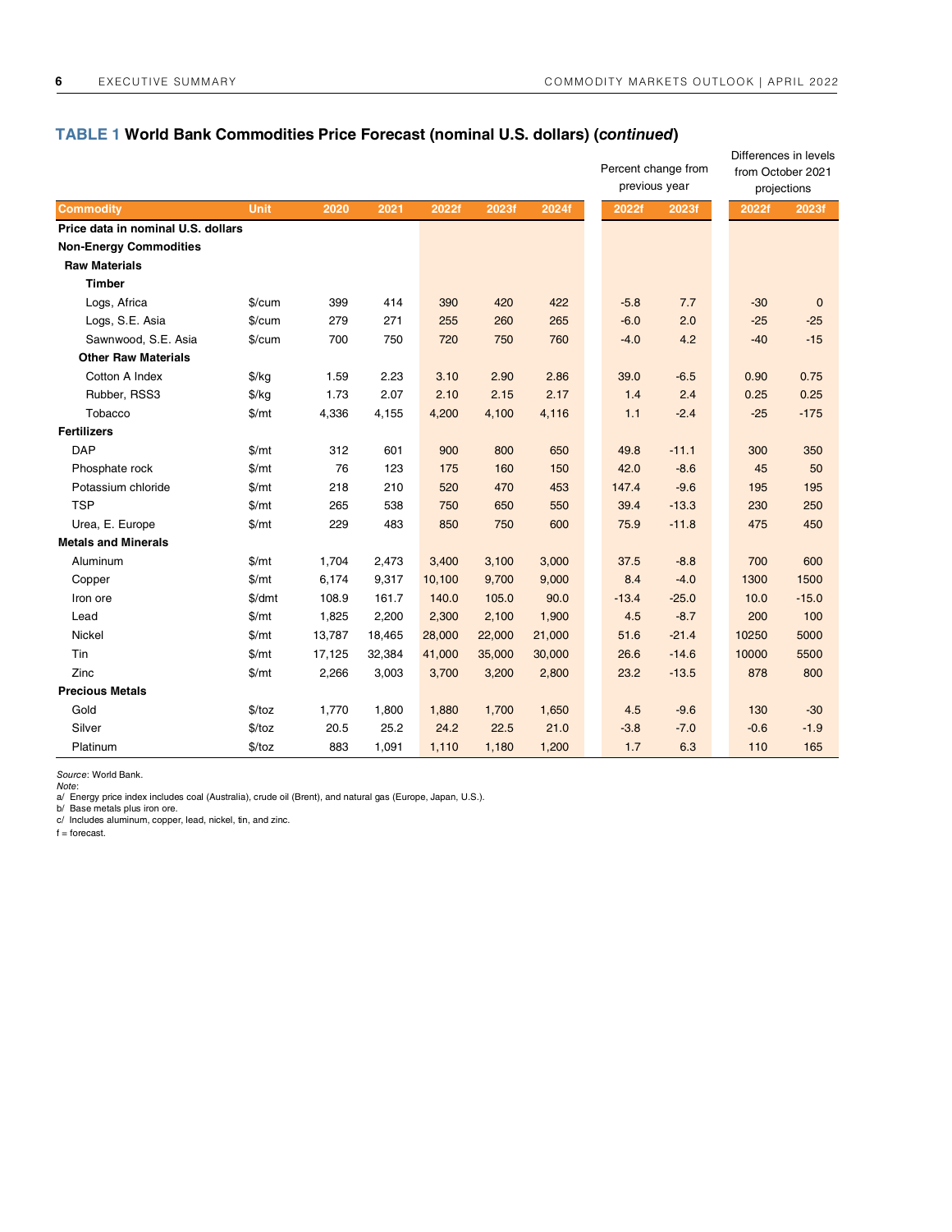## TABLE 1 World Bank Commodities Price Forecast (nominal U.S. dollars) (*continued*)

| | | | | | | | Percent change from previous year | | Differences in levels from October 2021 projections | |
|---|---|---|---|---|---|---|---|---|---|---|
| **Commodity** | **Unit** | **2020** | **2021** | **2022f** | **2023f** | **2024f** | **2022f** | **2023f** | **2022f** | **2023f** |
| **Price data in nominal U.S. dollars** | | | | | | | | | | |
| **Non-Energy Commodities** | | | | | | | | | | |
| **Raw Materials** | | | | | | | | | | |
| **Timber** | | | | | | | | | | |
| Logs, Africa | $/cum | 399 | 414 | 390 | 420 | 422 | -5.8 | 7.7 | -30 | 0 |
| Logs, S.E. Asia | $/cum | 279 | 271 | 255 | 260 | 265 | -6.0 | 2.0 | -25 | -25 |
| Sawnwood, S.E. Asia | $/cum | 700 | 750 | 720 | 750 | 760 | -4.0 | 4.2 | -40 | -15 |
| **Other Raw Materials** | | | | | | | | | | |
| Cotton A Index | $/kg | 1.59 | 2.23 | 3.10 | 2.90 | 2.86 | 39.0 | -6.5 | 0.90 | 0.75 |
| Rubber, RSS3 | $/kg | 1.73 | 2.07 | 2.10 | 2.15 | 2.17 | 1.4 | 2.4 | 0.25 | 0.25 |
| Tobacco | $/mt | 4,336 | 4,155 | 4,200 | 4,100 | 4,116 | 1.1 | -2.4 | -25 | -175 |
| **Fertilizers** | | | | | | | | | | |
| DAP | $/mt | 312 | 601 | 900 | 800 | 650 | 49.8 | -11.1 | 300 | 350 |
| Phosphate rock | $/mt | 76 | 123 | 175 | 160 | 150 | 42.0 | -8.6 | 45 | 50 |
| Potassium chloride | $/mt | 218 | 210 | 520 | 470 | 453 | 147.4 | -9.6 | 195 | 195 |
| TSP | $/mt | 265 | 538 | 750 | 650 | 550 | 39.4 | -13.3 | 230 | 250 |
| Urea, E. Europe | $/mt | 229 | 483 | 850 | 750 | 600 | 75.9 | -11.8 | 475 | 450 |
| **Metals and Minerals** | | | | | | | | | | |
| Aluminum | $/mt | 1,704 | 2,473 | 3,400 | 3,100 | 3,000 | 37.5 | -8.8 | 700 | 600 |
| Copper | $/mt | 6,174 | 9,317 | 10,100 | 9,700 | 9,000 | 8.4 | -4.0 | 1300 | 1500 |
| Iron ore | $/dmt | 108.9 | 161.7 | 140.0 | 105.0 | 90.0 | -13.4 | -25.0 | 10.0 | -15.0 |
| Lead | $/mt | 1,825 | 2,200 | 2,300 | 2,100 | 1,900 | 4.5 | -8.7 | 200 | 100 |
| Nickel | $/mt | 13,787 | 18,465 | 28,000 | 22,000 | 21,000 | 51.6 | -21.4 | 10250 | 5000 |
| Tin | $/mt | 17,125 | 32,384 | 41,000 | 35,000 | 30,000 | 26.6 | -14.6 | 10000 | 5500 |
| Zinc | $/mt | 2,266 | 3,003 | 3,700 | 3,200 | 2,800 | 23.2 | -13.5 | 878 | 800 |
| **Precious Metals** | | | | | | | | | | |
| Gold | $/toz | 1,770 | 1,800 | 1,880 | 1,700 | 1,650 | 4.5 | -9.6 | 130 | -30 |
| Silver | $/toz | 20.5 | 25.2 | 24.2 | 22.5 | 21.0 | -3.8 | -7.0 | -0.6 | -1.9 |
| Platinum | $/toz | 883 | 1,091 | 1,110 | 1,180 | 1,200 | 1.7 | 6.3 | 110 | 165 |

*Source*: World Bank.
*Note*:
a/ Energy price index includes coal (Australia), crude oil (Brent), and natural gas (Europe, Japan, U.S.).
b/ Base metals plus iron ore.
c/ Includes aluminum, copper, lead, nickel, tin, and zinc.
f = forecast.